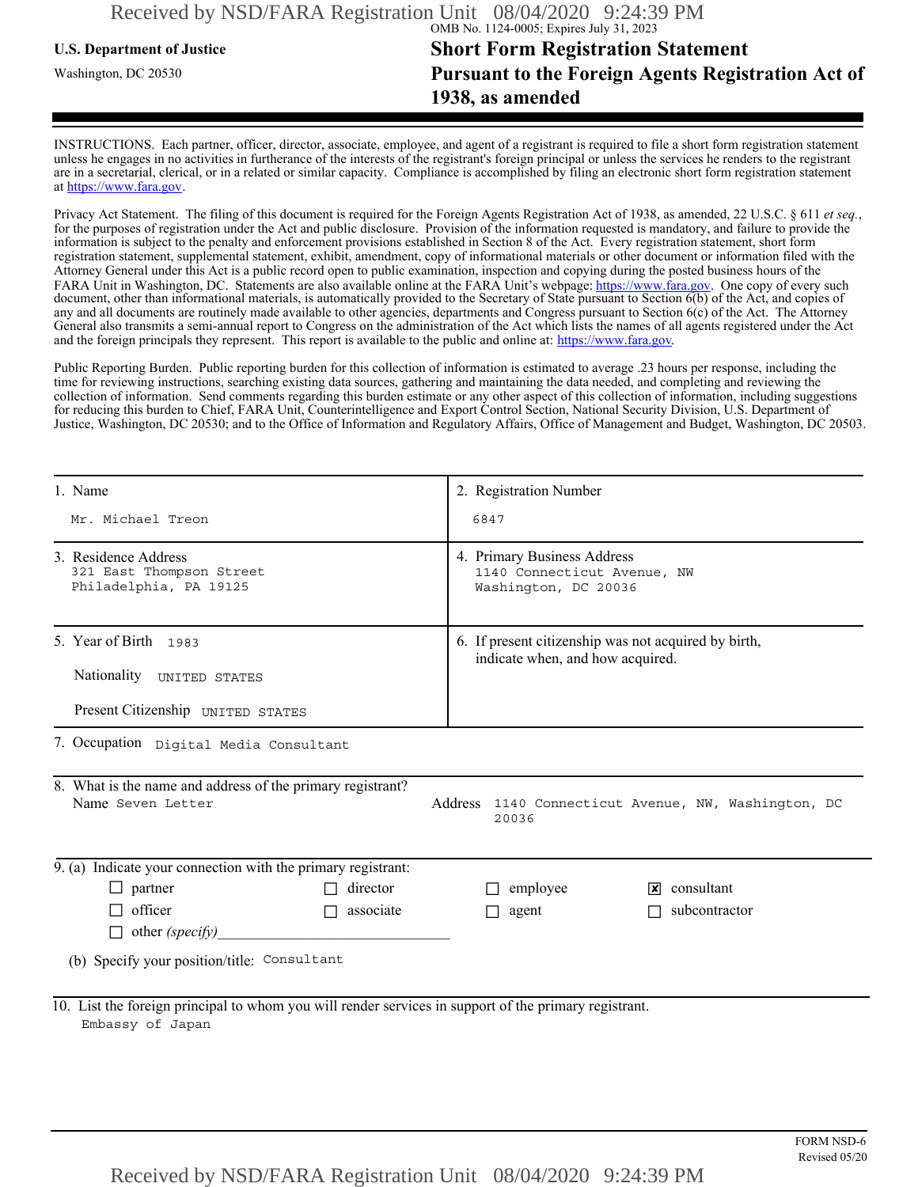OMB No. 1124-0005; Expires July 31, 2023

**U.S. Department of Justice**

Washington, DC 20530

# Short Form Registration Statement Pursuant to the Foreign Agents Registration Act of 1938, as amended

INSTRUCTIONS. Each partner, officer, director, associate, employee, and agent of a registrant is required to file a short form registration statement unless he engages in no activities in furtherance of the interests of the registrant's foreign principal or unless the services he renders to the registrant are in a secretarial, clerical, or in a related or similar capacity. Compliance is accomplished by filing an electronic short form registration statement at https://www.fara.gov.

Privacy Act Statement. The filing of this document is required for the Foreign Agents Registration Act of 1938, as amended, 22 U.S.C. § 611 *et seq.*, for the purposes of registration under the Act and public disclosure. Provision of the information requested is mandatory, and failure to provide the information is subject to the penalty and enforcement provisions established in Section 8 of the Act. Every registration statement, short form registration statement, supplemental statement, exhibit, amendment, copy of informational materials or other document or information filed with the Attorney General under this Act is a public record open to public examination, inspection and copying during the posted business hours of the FARA Unit in Washington, DC. Statements are also available online at the FARA Unit's webpage: https://www.fara.gov. One copy of every such document, other than informational materials, is automatically provided to the Secretary of State pursuant to Section 6(b) of the Act, and copies of any and all documents are routinely made available to other agencies, departments and Congress pursuant to Section 6(c) of the Act. The Attorney General also transmits a semi-annual report to Congress on the administration of the Act which lists the names of all agents registered under the Act and the foreign principals they represent. This report is available to the public and online at: https://www.fara.gov.

Public Reporting Burden. Public reporting burden for this collection of information is estimated to average .23 hours per response, including the time for reviewing instructions, searching existing data sources, gathering and maintaining the data needed, and completing and reviewing the collection of information. Send comments regarding this burden estimate or any other aspect of this collection of information, including suggestions for reducing this burden to Chief, FARA Unit, Counterintelligence and Export Control Section, National Security Division, U.S. Department of Justice, Washington, DC 20530; and to the Office of Information and Regulatory Affairs, Office of Management and Budget, Washington, DC 20503.

| | |
|---|---|
| 1. Name<br>Mr. Michael Treon | 2. Registration Number<br>6847 |
| 3. Residence Address<br>321 East Thompson Street<br>Philadelphia, PA 19125 | 4. Primary Business Address<br>1140 Connecticut Avenue, NW<br>Washington, DC 20036 |
| 5. Year of Birth 1983<br>Nationality UNITED STATES<br>Present Citizenship UNITED STATES | 6. If present citizenship was not acquired by birth, indicate when, and how acquired. |

7. Occupation Digital Media Consultant

8. What is the name and address of the primary registrant?

Name Seven Letter

Address 1140 Connecticut Avenue, NW, Washington, DC 20036

9. (a) Indicate your connection with the primary registrant:

- ☐ partner
- ☐ director
- ☐ employee
- ☒ consultant
- ☐ officer
- ☐ associate
- ☐ agent
- ☐ subcontractor
- ☐ other *(specify)*\_\_\_\_\_\_\_\_\_\_\_\_\_\_\_\_\_\_\_\_\_\_\_\_\_\_\_\_\_\_

(b) Specify your position/title: Consultant

10. List the foreign principal to whom you will render services in support of the primary registrant.

Embassy of Japan

FORM NSD-6
Revised 05/20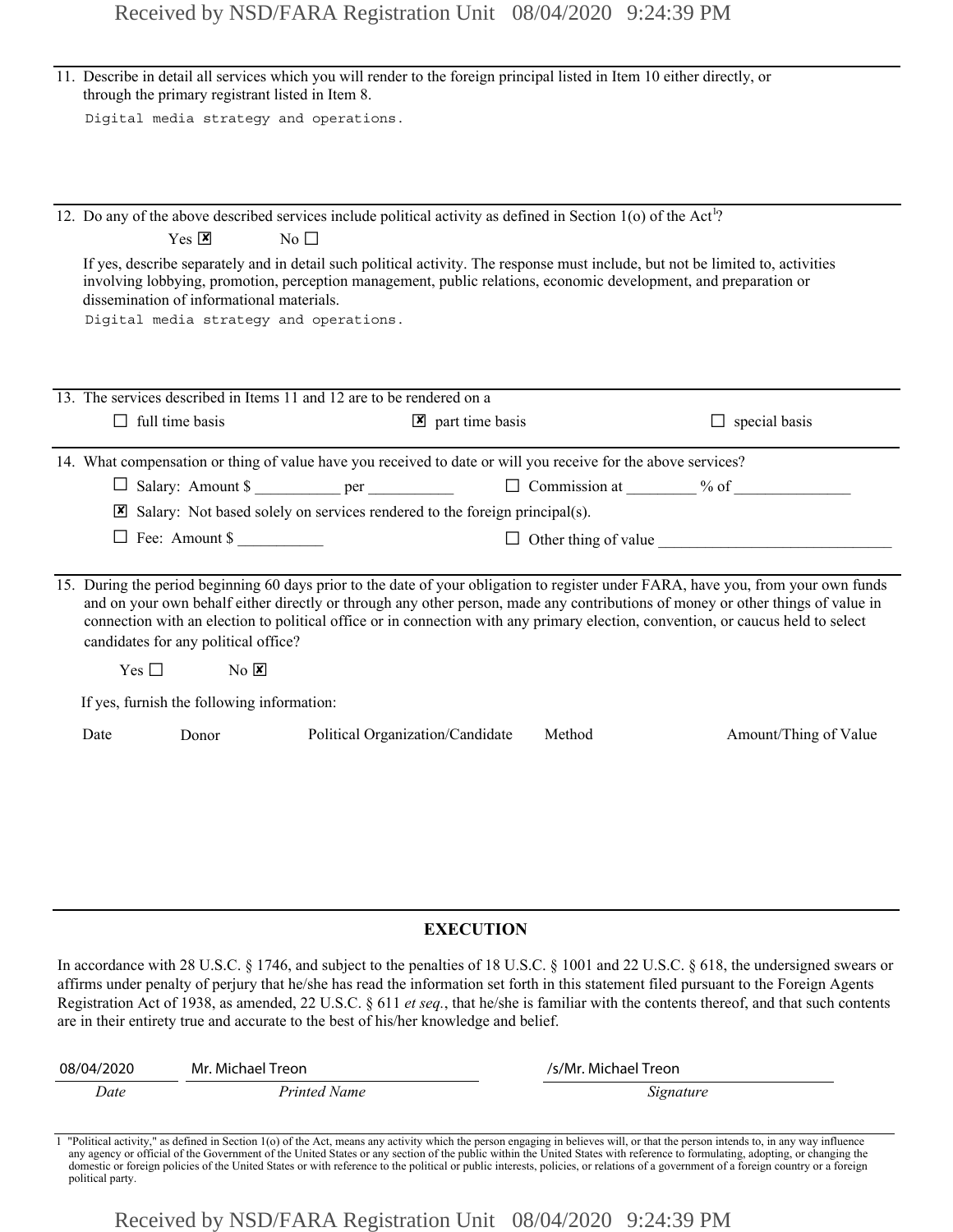11. Describe in detail all services which you will render to the foreign principal listed in Item 10 either directly, or through the primary registrant listed in Item 8.

    Digital media strategy and operations.

12. Do any of the above described services include political activity as defined in Section 1(o) of the Act[1]?

    Yes ☒ No ☐

    If yes, describe separately and in detail such political activity. The response must include, but not be limited to, activities involving lobbying, promotion, perception management, public relations, economic development, and preparation or dissemination of informational materials.

    Digital media strategy and operations.

13. The services described in Items 11 and 12 are to be rendered on a

    ☐ full time basis ☒ part time basis ☐ special basis

14. What compensation or thing of value have you received to date or will you receive for the above services?

    ☐ Salary: Amount $ __________ per __________ ☐ Commission at ________ % of ______________

    ☒ Salary: Not based solely on services rendered to the foreign principal(s).

    ☐ Fee: Amount $ __________ ☐ Other thing of value ____________________________

15. During the period beginning 60 days prior to the date of your obligation to register under FARA, have you, from your own funds and on your own behalf either directly or through any other person, made any contributions of money or other things of value in connection with an election to political office or in connection with any primary election, convention, or caucus held to select candidates for any political office?

    Yes ☐ No ☒

    If yes, furnish the following information:

| Date | Donor | Political Organization/Candidate | Method | Amount/Thing of Value |
|---|---|---|---|---|

## EXECUTION

In accordance with 28 U.S.C. § 1746, and subject to the penalties of 18 U.S.C. § 1001 and 22 U.S.C. § 618, the undersigned swears or affirms under penalty of perjury that he/she has read the information set forth in this statement filed pursuant to the Foreign Agents Registration Act of 1938, as amended, 22 U.S.C. § 611 *et seq.*, that he/she is familiar with the contents thereof, and that such contents are in their entirety true and accurate to the best of his/her knowledge and belief.

| 08/04/2020 | Mr. Michael Treon | /s/Mr. Michael Treon |
|---|---|---|
| *Date* | *Printed Name* | *Signature* |

[1] "Political activity," as defined in Section 1(o) of the Act, means any activity which the person engaging in believes will, or that the person intends to, in any way influence any agency or official of the Government of the United States or any section of the public within the United States with reference to formulating, adopting, or changing the domestic or foreign policies of the United States or with reference to the political or public interests, policies, or relations of a government of a foreign country or a foreign political party.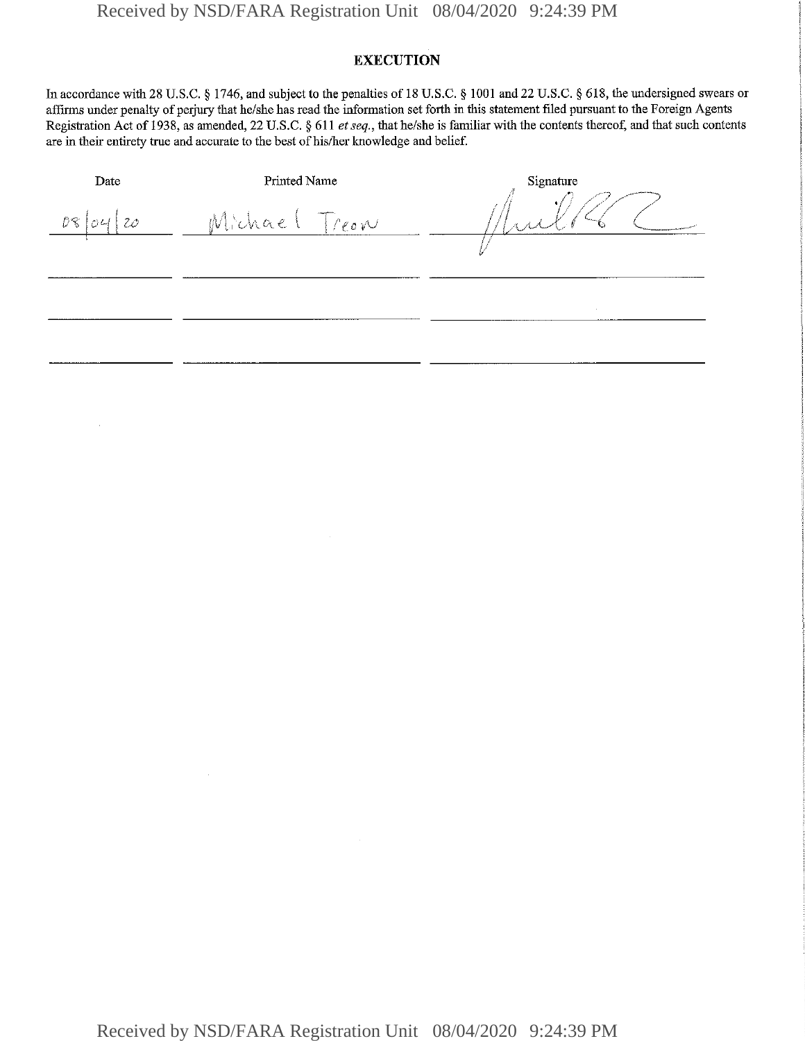# EXECUTION

In accordance with 28 U.S.C. § 1746, and subject to the penalties of 18 U.S.C. § 1001 and 22 U.S.C. § 618, the undersigned swears or affirms under penalty of perjury that he/she has read the information set forth in this statement filed pursuant to the Foreign Agents Registration Act of 1938, as amended, 22 U.S.C. § 611 *et seq.*, that he/she is familiar with the contents thereof, and that such contents are in their entirety true and accurate to the best of his/her knowledge and belief.

| Date | Printed Name | Signature |
| --- | --- | --- |
| 08/04/20 | Michael Treon | [signature] |
| | | |
| | | |
| | | |